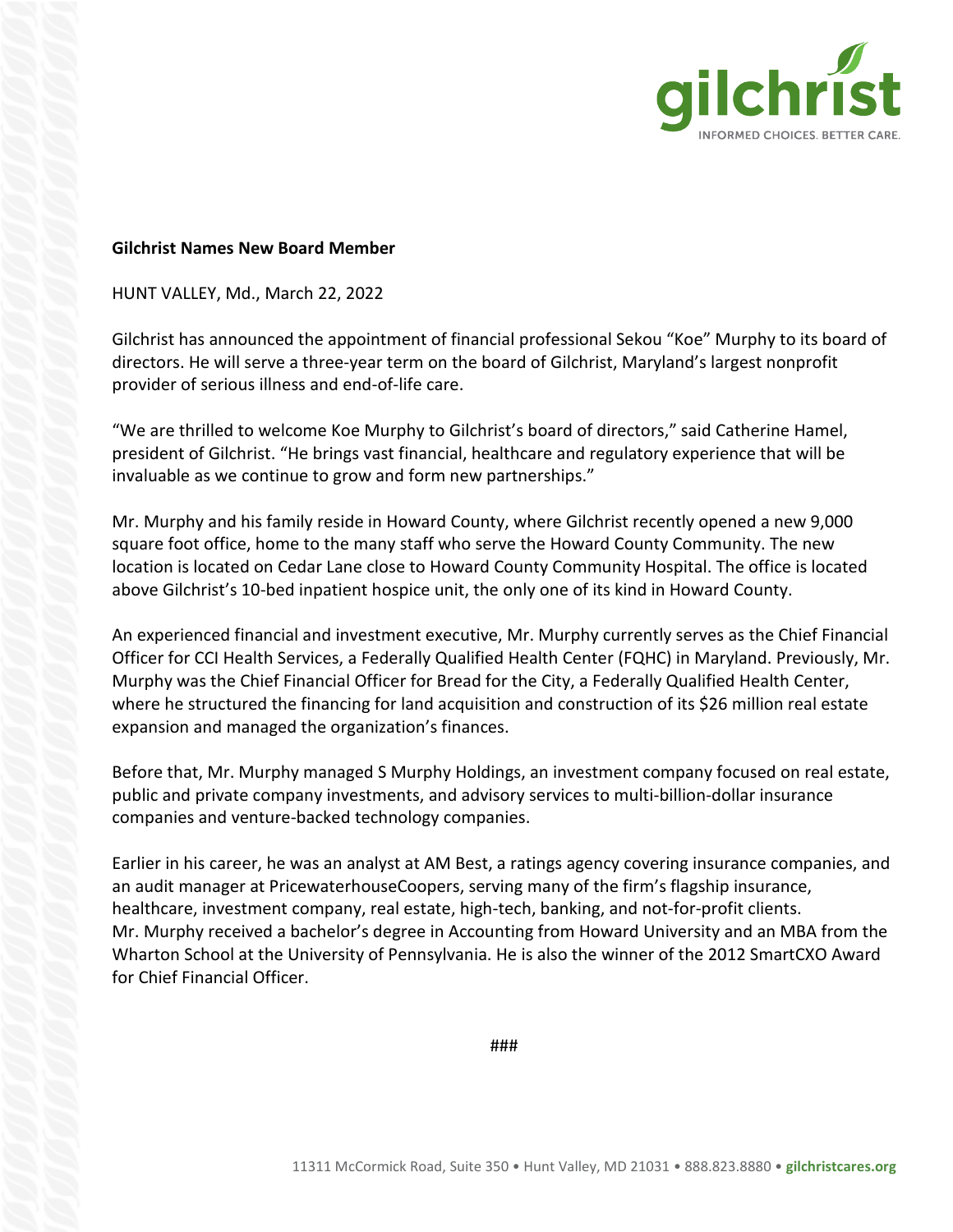gilchrist

INFORMED CHOICES. BETTER CARE.

**Gilchrist Names New Board Member**

HUNT VALLEY, Md., March 22, 2022

Gilchrist has announced the appointment of financial professional Sekou "Koe" Murphy to its board of directors. He will serve a three-year term on the board of Gilchrist, Maryland's largest nonprofit provider of serious illness and end-of-life care.

"We are thrilled to welcome Koe Murphy to Gilchrist's board of directors," said Catherine Hamel, president of Gilchrist. "He brings vast financial, healthcare and regulatory experience that will be invaluable as we continue to grow and form new partnerships."

Mr. Murphy and his family reside in Howard County, where Gilchrist recently opened a new 9,000 square foot office, home to the many staff who serve the Howard County Community. The new location is located on Cedar Lane close to Howard County Community Hospital. The office is located above Gilchrist's 10-bed inpatient hospice unit, the only one of its kind in Howard County.

An experienced financial and investment executive, Mr. Murphy currently serves as the Chief Financial Officer for CCI Health Services, a Federally Qualified Health Center (FQHC) in Maryland. Previously, Mr. Murphy was the Chief Financial Officer for Bread for the City, a Federally Qualified Health Center, where he structured the financing for land acquisition and construction of its $26 million real estate expansion and managed the organization's finances.

Before that, Mr. Murphy managed S Murphy Holdings, an investment company focused on real estate, public and private company investments, and advisory services to multi-billion-dollar insurance companies and venture-backed technology companies.

Earlier in his career, he was an analyst at AM Best, a ratings agency covering insurance companies, and an audit manager at PricewaterhouseCoopers, serving many of the firm's flagship insurance, healthcare, investment company, real estate, high-tech, banking, and not-for-profit clients.
Mr. Murphy received a bachelor's degree in Accounting from Howard University and an MBA from the Wharton School at the University of Pennsylvania. He is also the winner of the 2012 SmartCXO Award for Chief Financial Officer.

###

11311 McCormick Road, Suite 350 • Hunt Valley, MD 21031 • 888.823.8880 • **gilchristcares.org**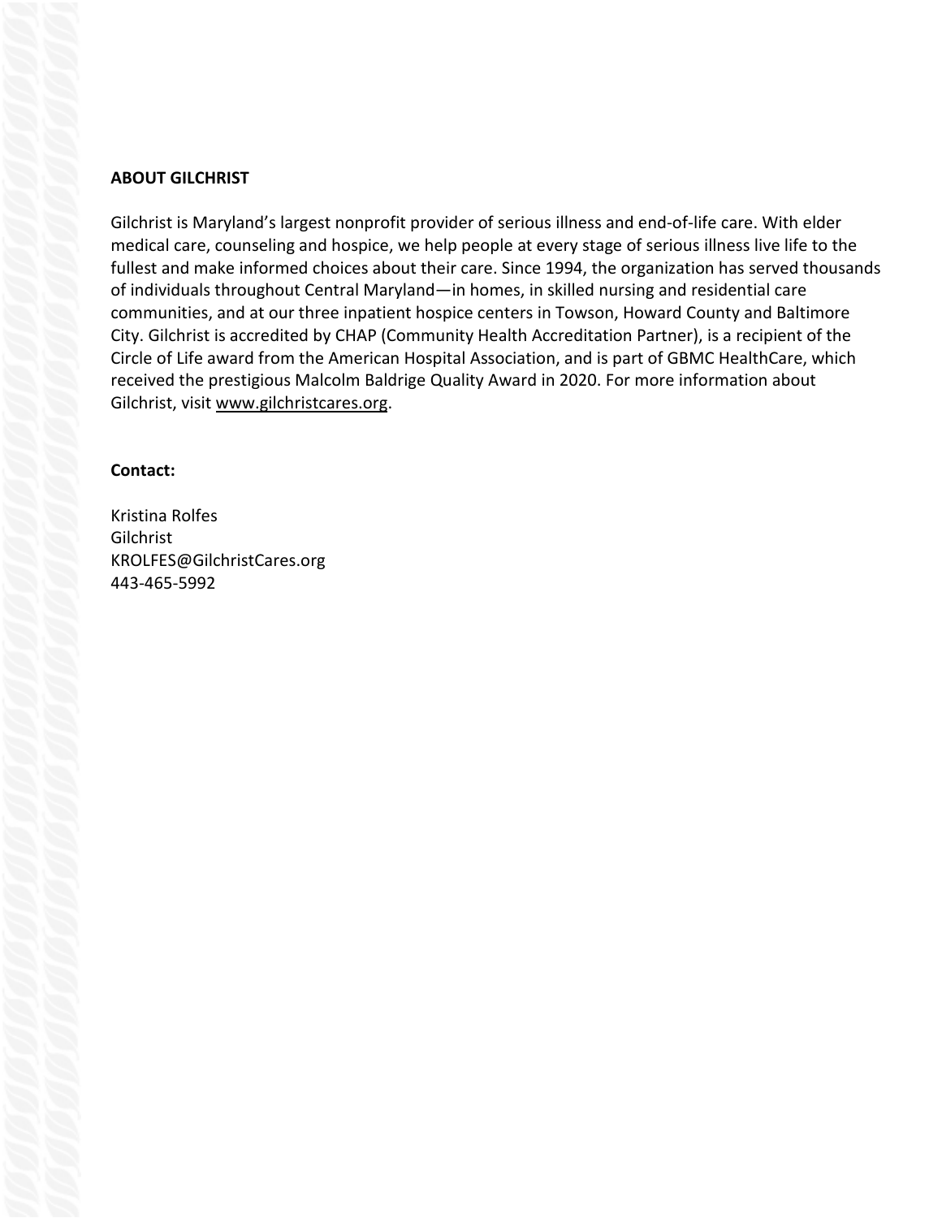**ABOUT GILCHRIST**

Gilchrist is Maryland's largest nonprofit provider of serious illness and end-of-life care. With elder medical care, counseling and hospice, we help people at every stage of serious illness live life to the fullest and make informed choices about their care. Since 1994, the organization has served thousands of individuals throughout Central Maryland—in homes, in skilled nursing and residential care communities, and at our three inpatient hospice centers in Towson, Howard County and Baltimore City. Gilchrist is accredited by CHAP (Community Health Accreditation Partner), is a recipient of the Circle of Life award from the American Hospital Association, and is part of GBMC HealthCare, which received the prestigious Malcolm Baldrige Quality Award in 2020. For more information about Gilchrist, visit www.gilchristcares.org.

**Contact:**

Kristina Rolfes
Gilchrist
KROLFES@GilchristCares.org
443-465-5992